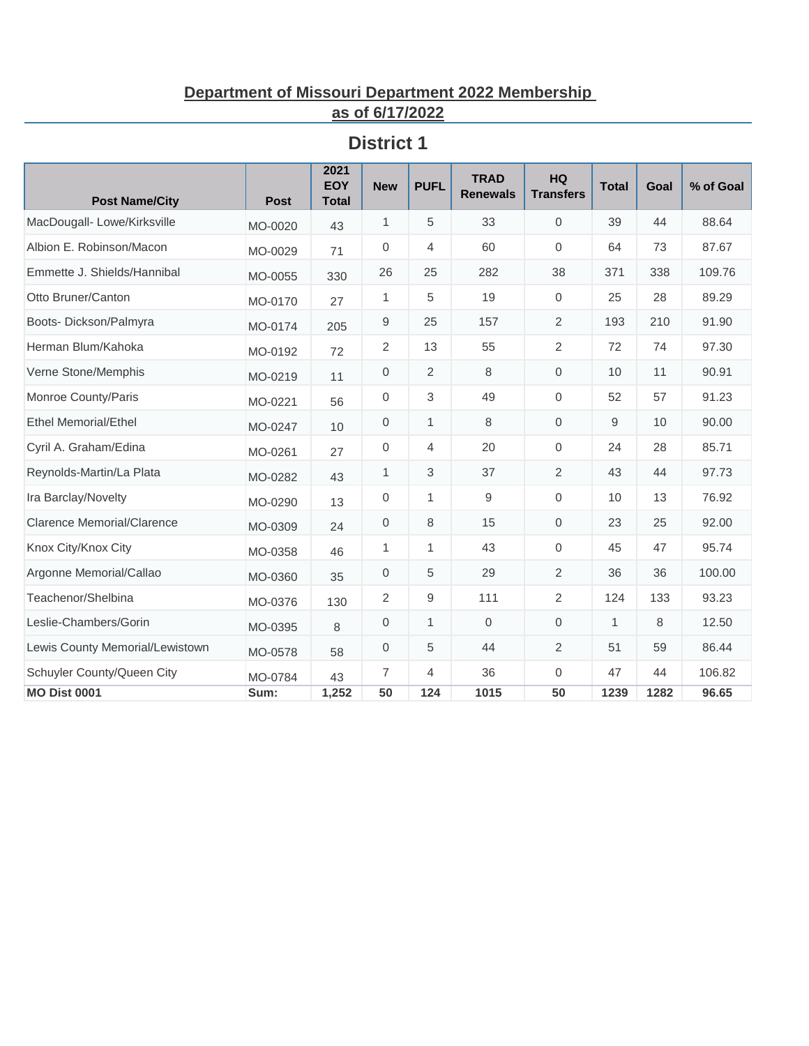# Department of Missouri Department 2022 Membership as of 6/17/2022

## District 1

| Post Name/City | Post | 2021 EOY Total | New | PUFL | TRAD Renewals | HQ Transfers | Total | Goal | % of Goal |
|---|---|---|---|---|---|---|---|---|---|
| MacDougall- Lowe/Kirksville | MO-0020 | 43 | 1 | 5 | 33 | 0 | 39 | 44 | 88.64 |
| Albion E. Robinson/Macon | MO-0029 | 71 | 0 | 4 | 60 | 0 | 64 | 73 | 87.67 |
| Emmette J. Shields/Hannibal | MO-0055 | 330 | 26 | 25 | 282 | 38 | 371 | 338 | 109.76 |
| Otto Bruner/Canton | MO-0170 | 27 | 1 | 5 | 19 | 0 | 25 | 28 | 89.29 |
| Boots- Dickson/Palmyra | MO-0174 | 205 | 9 | 25 | 157 | 2 | 193 | 210 | 91.90 |
| Herman Blum/Kahoka | MO-0192 | 72 | 2 | 13 | 55 | 2 | 72 | 74 | 97.30 |
| Verne Stone/Memphis | MO-0219 | 11 | 0 | 2 | 8 | 0 | 10 | 11 | 90.91 |
| Monroe County/Paris | MO-0221 | 56 | 0 | 3 | 49 | 0 | 52 | 57 | 91.23 |
| Ethel Memorial/Ethel | MO-0247 | 10 | 0 | 1 | 8 | 0 | 9 | 10 | 90.00 |
| Cyril A. Graham/Edina | MO-0261 | 27 | 0 | 4 | 20 | 0 | 24 | 28 | 85.71 |
| Reynolds-Martin/La Plata | MO-0282 | 43 | 1 | 3 | 37 | 2 | 43 | 44 | 97.73 |
| Ira Barclay/Novelty | MO-0290 | 13 | 0 | 1 | 9 | 0 | 10 | 13 | 76.92 |
| Clarence Memorial/Clarence | MO-0309 | 24 | 0 | 8 | 15 | 0 | 23 | 25 | 92.00 |
| Knox City/Knox City | MO-0358 | 46 | 1 | 1 | 43 | 0 | 45 | 47 | 95.74 |
| Argonne Memorial/Callao | MO-0360 | 35 | 0 | 5 | 29 | 2 | 36 | 36 | 100.00 |
| Teachenor/Shelbina | MO-0376 | 130 | 2 | 9 | 111 | 2 | 124 | 133 | 93.23 |
| Leslie-Chambers/Gorin | MO-0395 | 8 | 0 | 1 | 0 | 0 | 1 | 8 | 12.50 |
| Lewis County Memorial/Lewistown | MO-0578 | 58 | 0 | 5 | 44 | 2 | 51 | 59 | 86.44 |
| Schuyler County/Queen City | MO-0784 | 43 | 7 | 4 | 36 | 0 | 47 | 44 | 106.82 |
| **MO Dist 0001** | **Sum:** | **1,252** | **50** | **124** | **1015** | **50** | **1239** | **1282** | **96.65** |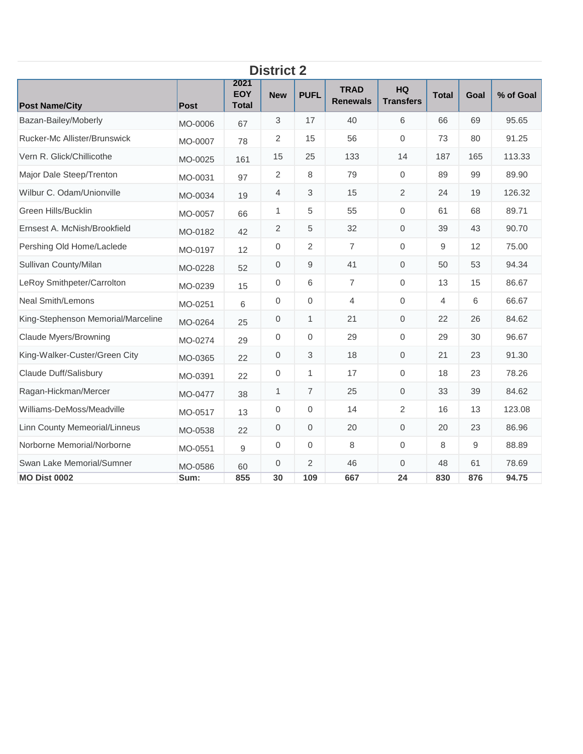## District 2

| Post Name/City | Post | 2021 EOY Total | New | PUFL | TRAD Renewals | HQ Transfers | Total | Goal | % of Goal |
|---|---|---|---|---|---|---|---|---|---|
| Bazan-Bailey/Moberly | MO-0006 | 67 | 3 | 17 | 40 | 6 | 66 | 69 | 95.65 |
| Rucker-Mc Allister/Brunswick | MO-0007 | 78 | 2 | 15 | 56 | 0 | 73 | 80 | 91.25 |
| Vern R. Glick/Chillicothe | MO-0025 | 161 | 15 | 25 | 133 | 14 | 187 | 165 | 113.33 |
| Major Dale Steep/Trenton | MO-0031 | 97 | 2 | 8 | 79 | 0 | 89 | 99 | 89.90 |
| Wilbur C. Odam/Unionville | MO-0034 | 19 | 4 | 3 | 15 | 2 | 24 | 19 | 126.32 |
| Green Hills/Bucklin | MO-0057 | 66 | 1 | 5 | 55 | 0 | 61 | 68 | 89.71 |
| Ernsest A. McNish/Brookfield | MO-0182 | 42 | 2 | 5 | 32 | 0 | 39 | 43 | 90.70 |
| Pershing Old Home/Laclede | MO-0197 | 12 | 0 | 2 | 7 | 0 | 9 | 12 | 75.00 |
| Sullivan County/Milan | MO-0228 | 52 | 0 | 9 | 41 | 0 | 50 | 53 | 94.34 |
| LeRoy Smithpeter/Carrolton | MO-0239 | 15 | 0 | 6 | 7 | 0 | 13 | 15 | 86.67 |
| Neal Smith/Lemons | MO-0251 | 6 | 0 | 0 | 4 | 0 | 4 | 6 | 66.67 |
| King-Stephenson Memorial/Marceline | MO-0264 | 25 | 0 | 1 | 21 | 0 | 22 | 26 | 84.62 |
| Claude Myers/Browning | MO-0274 | 29 | 0 | 0 | 29 | 0 | 29 | 30 | 96.67 |
| King-Walker-Custer/Green City | MO-0365 | 22 | 0 | 3 | 18 | 0 | 21 | 23 | 91.30 |
| Claude Duff/Salisbury | MO-0391 | 22 | 0 | 1 | 17 | 0 | 18 | 23 | 78.26 |
| Ragan-Hickman/Mercer | MO-0477 | 38 | 1 | 7 | 25 | 0 | 33 | 39 | 84.62 |
| Williams-DeMoss/Meadville | MO-0517 | 13 | 0 | 0 | 14 | 2 | 16 | 13 | 123.08 |
| Linn County Memeorial/Linneus | MO-0538 | 22 | 0 | 0 | 20 | 0 | 20 | 23 | 86.96 |
| Norborne Memorial/Norborne | MO-0551 | 9 | 0 | 0 | 8 | 0 | 8 | 9 | 88.89 |
| Swan Lake Memorial/Sumner | MO-0586 | 60 | 0 | 2 | 46 | 0 | 48 | 61 | 78.69 |
| **MO Dist 0002** | **Sum:** | **855** | **30** | **109** | **667** | **24** | **830** | **876** | **94.75** |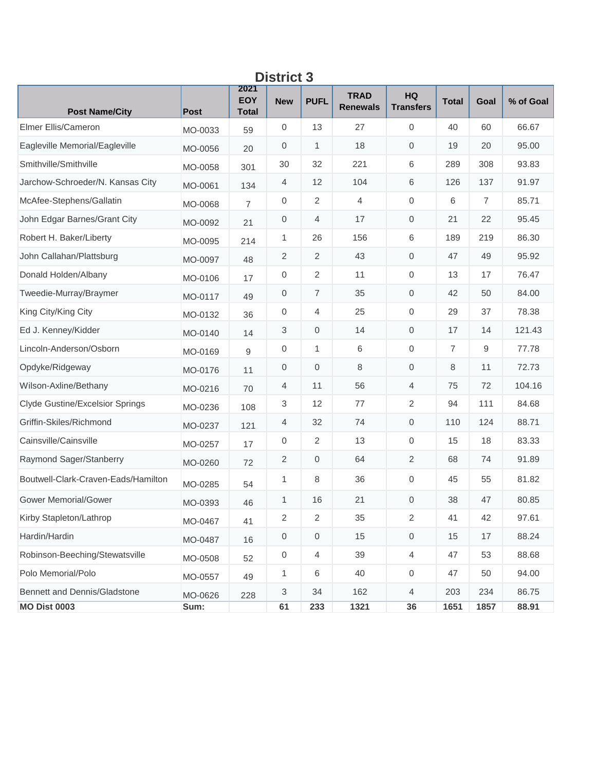# District 3

| Post Name/City | Post | 2021 EOY Total | New | PUFL | TRAD Renewals | HQ Transfers | Total | Goal | % of Goal |
|---|---|---|---|---|---|---|---|---|---|
| Elmer Ellis/Cameron | MO-0033 | 59 | 0 | 13 | 27 | 0 | 40 | 60 | 66.67 |
| Eagleville Memorial/Eagleville | MO-0056 | 20 | 0 | 1 | 18 | 0 | 19 | 20 | 95.00 |
| Smithville/Smithville | MO-0058 | 301 | 30 | 32 | 221 | 6 | 289 | 308 | 93.83 |
| Jarchow-Schroeder/N. Kansas City | MO-0061 | 134 | 4 | 12 | 104 | 6 | 126 | 137 | 91.97 |
| McAfee-Stephens/Gallatin | MO-0068 | 7 | 0 | 2 | 4 | 0 | 6 | 7 | 85.71 |
| John Edgar Barnes/Grant City | MO-0092 | 21 | 0 | 4 | 17 | 0 | 21 | 22 | 95.45 |
| Robert H. Baker/Liberty | MO-0095 | 214 | 1 | 26 | 156 | 6 | 189 | 219 | 86.30 |
| John Callahan/Plattsburg | MO-0097 | 48 | 2 | 2 | 43 | 0 | 47 | 49 | 95.92 |
| Donald Holden/Albany | MO-0106 | 17 | 0 | 2 | 11 | 0 | 13 | 17 | 76.47 |
| Tweedie-Murray/Braymer | MO-0117 | 49 | 0 | 7 | 35 | 0 | 42 | 50 | 84.00 |
| King City/King City | MO-0132 | 36 | 0 | 4 | 25 | 0 | 29 | 37 | 78.38 |
| Ed J. Kenney/Kidder | MO-0140 | 14 | 3 | 0 | 14 | 0 | 17 | 14 | 121.43 |
| Lincoln-Anderson/Osborn | MO-0169 | 9 | 0 | 1 | 6 | 0 | 7 | 9 | 77.78 |
| Opdyke/Ridgeway | MO-0176 | 11 | 0 | 0 | 8 | 0 | 8 | 11 | 72.73 |
| Wilson-Axline/Bethany | MO-0216 | 70 | 4 | 11 | 56 | 4 | 75 | 72 | 104.16 |
| Clyde Gustine/Excelsior Springs | MO-0236 | 108 | 3 | 12 | 77 | 2 | 94 | 111 | 84.68 |
| Griffin-Skiles/Richmond | MO-0237 | 121 | 4 | 32 | 74 | 0 | 110 | 124 | 88.71 |
| Cainsville/Cainsville | MO-0257 | 17 | 0 | 2 | 13 | 0 | 15 | 18 | 83.33 |
| Raymond Sager/Stanberry | MO-0260 | 72 | 2 | 0 | 64 | 2 | 68 | 74 | 91.89 |
| Boutwell-Clark-Craven-Eads/Hamilton | MO-0285 | 54 | 1 | 8 | 36 | 0 | 45 | 55 | 81.82 |
| Gower Memorial/Gower | MO-0393 | 46 | 1 | 16 | 21 | 0 | 38 | 47 | 80.85 |
| Kirby Stapleton/Lathrop | MO-0467 | 41 | 2 | 2 | 35 | 2 | 41 | 42 | 97.61 |
| Hardin/Hardin | MO-0487 | 16 | 0 | 0 | 15 | 0 | 15 | 17 | 88.24 |
| Robinson-Beeching/Stewatsville | MO-0508 | 52 | 0 | 4 | 39 | 4 | 47 | 53 | 88.68 |
| Polo Memorial/Polo | MO-0557 | 49 | 1 | 6 | 40 | 0 | 47 | 50 | 94.00 |
| Bennett and Dennis/Gladstone | MO-0626 | 228 | 3 | 34 | 162 | 4 | 203 | 234 | 86.75 |
| **MO Dist 0003** | **Sum:** | | **61** | **233** | **1321** | **36** | **1651** | **1857** | **88.91** |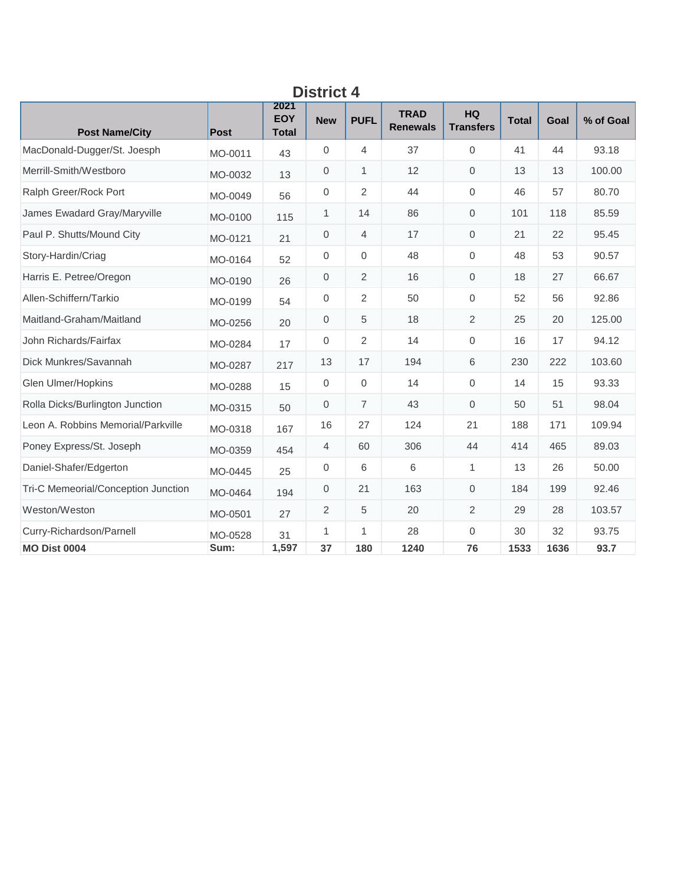## District 4

| Post Name/City | Post | 2021 EOY Total | New | PUFL | TRAD Renewals | HQ Transfers | Total | Goal | % of Goal |
|---|---|---|---|---|---|---|---|---|---|
| MacDonald-Dugger/St. Joesph | MO-0011 | 43 | 0 | 4 | 37 | 0 | 41 | 44 | 93.18 |
| Merrill-Smith/Westboro | MO-0032 | 13 | 0 | 1 | 12 | 0 | 13 | 13 | 100.00 |
| Ralph Greer/Rock Port | MO-0049 | 56 | 0 | 2 | 44 | 0 | 46 | 57 | 80.70 |
| James Ewadard Gray/Maryville | MO-0100 | 115 | 1 | 14 | 86 | 0 | 101 | 118 | 85.59 |
| Paul P. Shutts/Mound City | MO-0121 | 21 | 0 | 4 | 17 | 0 | 21 | 22 | 95.45 |
| Story-Hardin/Criag | MO-0164 | 52 | 0 | 0 | 48 | 0 | 48 | 53 | 90.57 |
| Harris E. Petree/Oregon | MO-0190 | 26 | 0 | 2 | 16 | 0 | 18 | 27 | 66.67 |
| Allen-Schiffern/Tarkio | MO-0199 | 54 | 0 | 2 | 50 | 0 | 52 | 56 | 92.86 |
| Maitland-Graham/Maitland | MO-0256 | 20 | 0 | 5 | 18 | 2 | 25 | 20 | 125.00 |
| John Richards/Fairfax | MO-0284 | 17 | 0 | 2 | 14 | 0 | 16 | 17 | 94.12 |
| Dick Munkres/Savannah | MO-0287 | 217 | 13 | 17 | 194 | 6 | 230 | 222 | 103.60 |
| Glen Ulmer/Hopkins | MO-0288 | 15 | 0 | 0 | 14 | 0 | 14 | 15 | 93.33 |
| Rolla Dicks/Burlington Junction | MO-0315 | 50 | 0 | 7 | 43 | 0 | 50 | 51 | 98.04 |
| Leon A. Robbins Memorial/Parkville | MO-0318 | 167 | 16 | 27 | 124 | 21 | 188 | 171 | 109.94 |
| Poney Express/St. Joseph | MO-0359 | 454 | 4 | 60 | 306 | 44 | 414 | 465 | 89.03 |
| Daniel-Shafer/Edgerton | MO-0445 | 25 | 0 | 6 | 6 | 1 | 13 | 26 | 50.00 |
| Tri-C Memeorial/Conception Junction | MO-0464 | 194 | 0 | 21 | 163 | 0 | 184 | 199 | 92.46 |
| Weston/Weston | MO-0501 | 27 | 2 | 5 | 20 | 2 | 29 | 28 | 103.57 |
| Curry-Richardson/Parnell | MO-0528 | 31 | 1 | 1 | 28 | 0 | 30 | 32 | 93.75 |
| **MO Dist 0004** | **Sum:** | **1,597** | **37** | **180** | **1240** | **76** | **1533** | **1636** | **93.7** |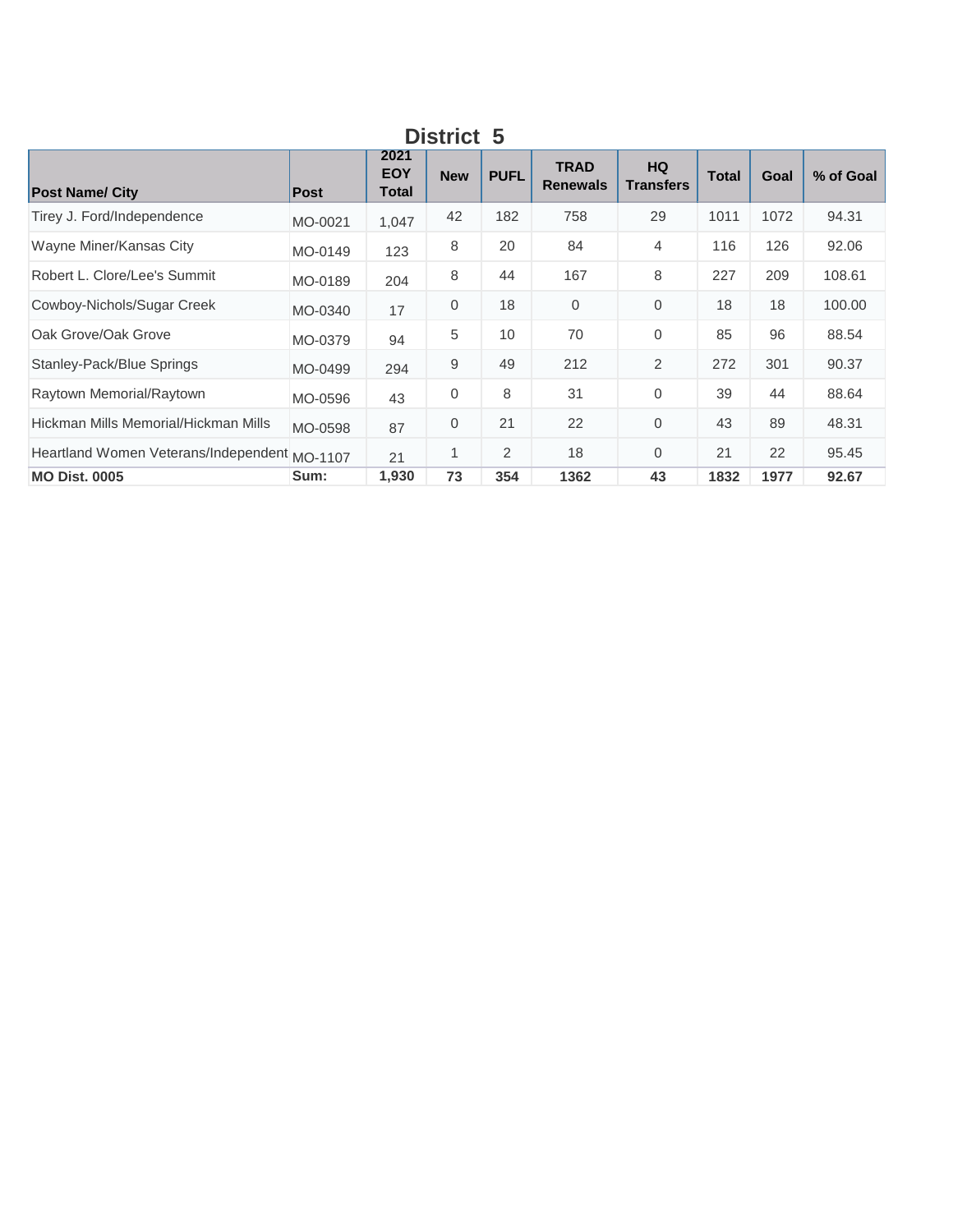## District 5

| Post Name/ City | Post | 2021 EOY Total | New | PUFL | TRAD Renewals | HQ Transfers | Total | Goal | % of Goal |
|---|---|---|---|---|---|---|---|---|---|
| Tirey J. Ford/Independence | MO-0021 | 1,047 | 42 | 182 | 758 | 29 | 1011 | 1072 | 94.31 |
| Wayne Miner/Kansas City | MO-0149 | 123 | 8 | 20 | 84 | 4 | 116 | 126 | 92.06 |
| Robert L. Clore/Lee's Summit | MO-0189 | 204 | 8 | 44 | 167 | 8 | 227 | 209 | 108.61 |
| Cowboy-Nichols/Sugar Creek | MO-0340 | 17 | 0 | 18 | 0 | 0 | 18 | 18 | 100.00 |
| Oak Grove/Oak Grove | MO-0379 | 94 | 5 | 10 | 70 | 0 | 85 | 96 | 88.54 |
| Stanley-Pack/Blue Springs | MO-0499 | 294 | 9 | 49 | 212 | 2 | 272 | 301 | 90.37 |
| Raytown Memorial/Raytown | MO-0596 | 43 | 0 | 8 | 31 | 0 | 39 | 44 | 88.64 |
| Hickman Mills Memorial/Hickman Mills | MO-0598 | 87 | 0 | 21 | 22 | 0 | 43 | 89 | 48.31 |
| Heartland Women Veterans/Independent | MO-1107 | 21 | 1 | 2 | 18 | 0 | 21 | 22 | 95.45 |
| **MO Dist. 0005** | **Sum:** | **1,930** | **73** | **354** | **1362** | **43** | **1832** | **1977** | **92.67** |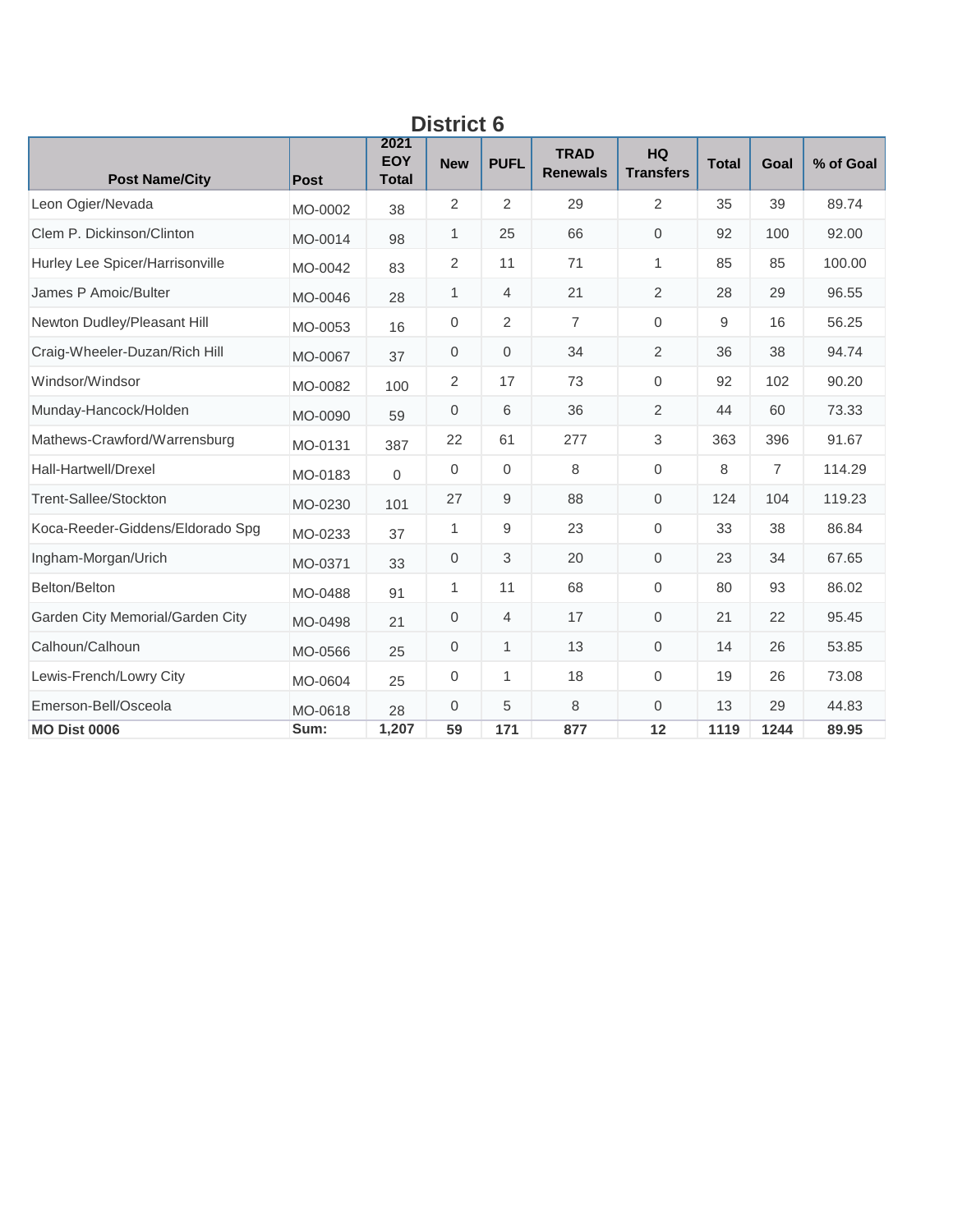## District 6

| Post Name/City | Post | 2021 EOY Total | New | PUFL | TRAD Renewals | HQ Transfers | Total | Goal | % of Goal |
|---|---|---|---|---|---|---|---|---|---|
| Leon Ogier/Nevada | MO-0002 | 38 | 2 | 2 | 29 | 2 | 35 | 39 | 89.74 |
| Clem P. Dickinson/Clinton | MO-0014 | 98 | 1 | 25 | 66 | 0 | 92 | 100 | 92.00 |
| Hurley Lee Spicer/Harrisonville | MO-0042 | 83 | 2 | 11 | 71 | 1 | 85 | 85 | 100.00 |
| James P Amoic/Bulter | MO-0046 | 28 | 1 | 4 | 21 | 2 | 28 | 29 | 96.55 |
| Newton Dudley/Pleasant Hill | MO-0053 | 16 | 0 | 2 | 7 | 0 | 9 | 16 | 56.25 |
| Craig-Wheeler-Duzan/Rich Hill | MO-0067 | 37 | 0 | 0 | 34 | 2 | 36 | 38 | 94.74 |
| Windsor/Windsor | MO-0082 | 100 | 2 | 17 | 73 | 0 | 92 | 102 | 90.20 |
| Munday-Hancock/Holden | MO-0090 | 59 | 0 | 6 | 36 | 2 | 44 | 60 | 73.33 |
| Mathews-Crawford/Warrensburg | MO-0131 | 387 | 22 | 61 | 277 | 3 | 363 | 396 | 91.67 |
| Hall-Hartwell/Drexel | MO-0183 | 0 | 0 | 0 | 8 | 0 | 8 | 7 | 114.29 |
| Trent-Sallee/Stockton | MO-0230 | 101 | 27 | 9 | 88 | 0 | 124 | 104 | 119.23 |
| Koca-Reeder-Giddens/Eldorado Spg | MO-0233 | 37 | 1 | 9 | 23 | 0 | 33 | 38 | 86.84 |
| Ingham-Morgan/Urich | MO-0371 | 33 | 0 | 3 | 20 | 0 | 23 | 34 | 67.65 |
| Belton/Belton | MO-0488 | 91 | 1 | 11 | 68 | 0 | 80 | 93 | 86.02 |
| Garden City Memorial/Garden City | MO-0498 | 21 | 0 | 4 | 17 | 0 | 21 | 22 | 95.45 |
| Calhoun/Calhoun | MO-0566 | 25 | 0 | 1 | 13 | 0 | 14 | 26 | 53.85 |
| Lewis-French/Lowry City | MO-0604 | 25 | 0 | 1 | 18 | 0 | 19 | 26 | 73.08 |
| Emerson-Bell/Osceola | MO-0618 | 28 | 0 | 5 | 8 | 0 | 13 | 29 | 44.83 |
| **MO Dist 0006** | **Sum:** | **1,207** | **59** | **171** | **877** | **12** | **1119** | **1244** | **89.95** |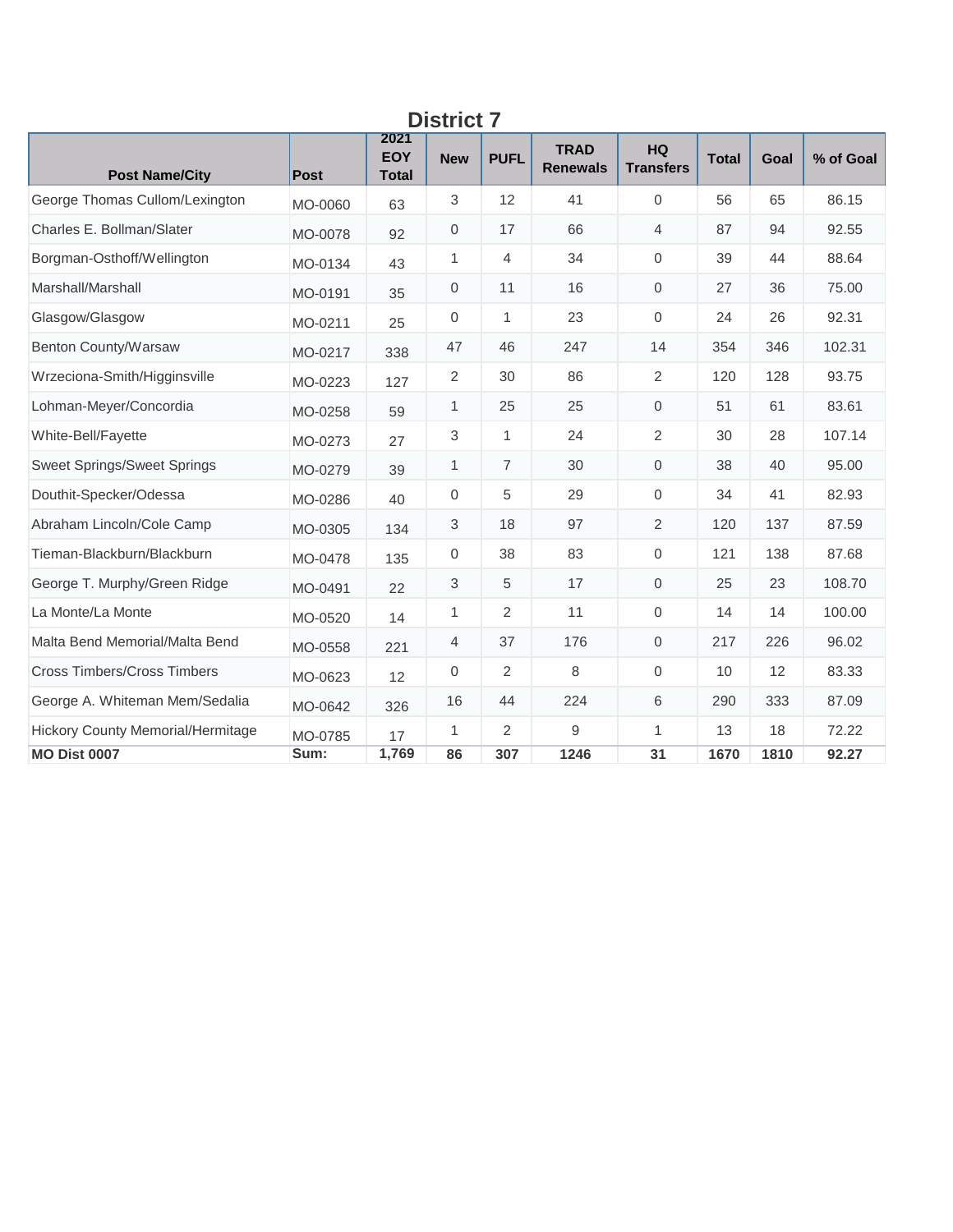# District 7

| Post Name/City | Post | 2021 EOY Total | New | PUFL | TRAD Renewals | HQ Transfers | Total | Goal | % of Goal |
|---|---|---|---|---|---|---|---|---|---|
| George Thomas Cullom/Lexington | MO-0060 | 63 | 3 | 12 | 41 | 0 | 56 | 65 | 86.15 |
| Charles E. Bollman/Slater | MO-0078 | 92 | 0 | 17 | 66 | 4 | 87 | 94 | 92.55 |
| Borgman-Osthoff/Wellington | MO-0134 | 43 | 1 | 4 | 34 | 0 | 39 | 44 | 88.64 |
| Marshall/Marshall | MO-0191 | 35 | 0 | 11 | 16 | 0 | 27 | 36 | 75.00 |
| Glasgow/Glasgow | MO-0211 | 25 | 0 | 1 | 23 | 0 | 24 | 26 | 92.31 |
| Benton County/Warsaw | MO-0217 | 338 | 47 | 46 | 247 | 14 | 354 | 346 | 102.31 |
| Wrzeciona-Smith/Higginsville | MO-0223 | 127 | 2 | 30 | 86 | 2 | 120 | 128 | 93.75 |
| Lohman-Meyer/Concordia | MO-0258 | 59 | 1 | 25 | 25 | 0 | 51 | 61 | 83.61 |
| White-Bell/Fayette | MO-0273 | 27 | 3 | 1 | 24 | 2 | 30 | 28 | 107.14 |
| Sweet Springs/Sweet Springs | MO-0279 | 39 | 1 | 7 | 30 | 0 | 38 | 40 | 95.00 |
| Douthit-Specker/Odessa | MO-0286 | 40 | 0 | 5 | 29 | 0 | 34 | 41 | 82.93 |
| Abraham Lincoln/Cole Camp | MO-0305 | 134 | 3 | 18 | 97 | 2 | 120 | 137 | 87.59 |
| Tieman-Blackburn/Blackburn | MO-0478 | 135 | 0 | 38 | 83 | 0 | 121 | 138 | 87.68 |
| George T. Murphy/Green Ridge | MO-0491 | 22 | 3 | 5 | 17 | 0 | 25 | 23 | 108.70 |
| La Monte/La Monte | MO-0520 | 14 | 1 | 2 | 11 | 0 | 14 | 14 | 100.00 |
| Malta Bend Memorial/Malta Bend | MO-0558 | 221 | 4 | 37 | 176 | 0 | 217 | 226 | 96.02 |
| Cross Timbers/Cross Timbers | MO-0623 | 12 | 0 | 2 | 8 | 0 | 10 | 12 | 83.33 |
| George A. Whiteman Mem/Sedalia | MO-0642 | 326 | 16 | 44 | 224 | 6 | 290 | 333 | 87.09 |
| Hickory County Memorial/Hermitage | MO-0785 | 17 | 1 | 2 | 9 | 1 | 13 | 18 | 72.22 |
| **MO Dist 0007** | **Sum:** | **1,769** | **86** | **307** | **1246** | **31** | **1670** | **1810** | **92.27** |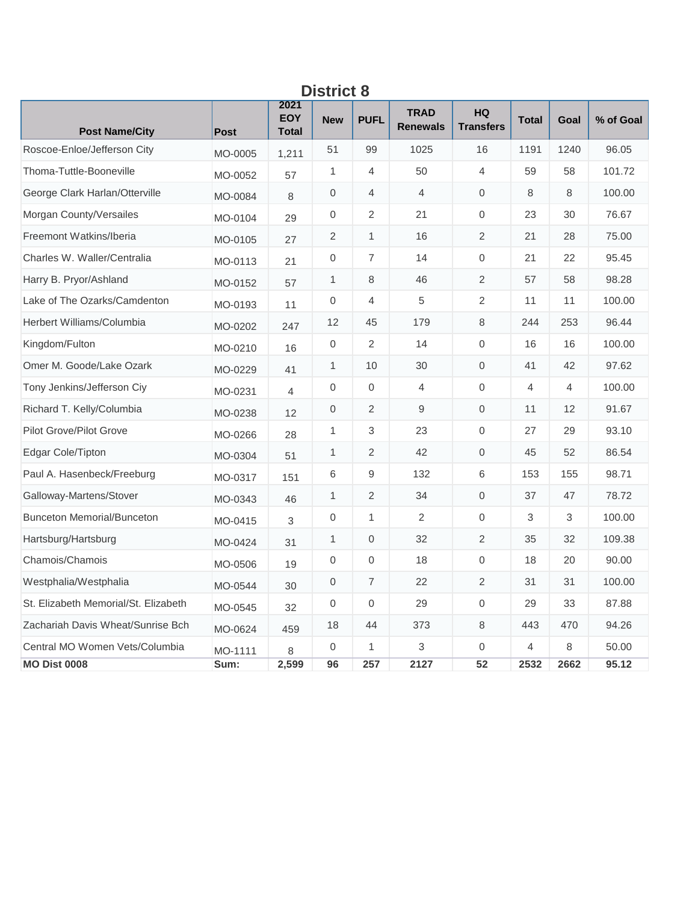## District 8

| Post Name/City | Post | 2021 EOY Total | New | PUFL | TRAD Renewals | HQ Transfers | Total | Goal | % of Goal |
|---|---|---|---|---|---|---|---|---|---|
| Roscoe-Enloe/Jefferson City | MO-0005 | 1,211 | 51 | 99 | 1025 | 16 | 1191 | 1240 | 96.05 |
| Thoma-Tuttle-Booneville | MO-0052 | 57 | 1 | 4 | 50 | 4 | 59 | 58 | 101.72 |
| George Clark Harlan/Otterville | MO-0084 | 8 | 0 | 4 | 4 | 0 | 8 | 8 | 100.00 |
| Morgan County/Versailes | MO-0104 | 29 | 0 | 2 | 21 | 0 | 23 | 30 | 76.67 |
| Freemont Watkins/Iberia | MO-0105 | 27 | 2 | 1 | 16 | 2 | 21 | 28 | 75.00 |
| Charles W. Waller/Centralia | MO-0113 | 21 | 0 | 7 | 14 | 0 | 21 | 22 | 95.45 |
| Harry B. Pryor/Ashland | MO-0152 | 57 | 1 | 8 | 46 | 2 | 57 | 58 | 98.28 |
| Lake of The Ozarks/Camdenton | MO-0193 | 11 | 0 | 4 | 5 | 2 | 11 | 11 | 100.00 |
| Herbert Williams/Columbia | MO-0202 | 247 | 12 | 45 | 179 | 8 | 244 | 253 | 96.44 |
| Kingdom/Fulton | MO-0210 | 16 | 0 | 2 | 14 | 0 | 16 | 16 | 100.00 |
| Omer M. Goode/Lake Ozark | MO-0229 | 41 | 1 | 10 | 30 | 0 | 41 | 42 | 97.62 |
| Tony Jenkins/Jefferson Ciy | MO-0231 | 4 | 0 | 0 | 4 | 0 | 4 | 4 | 100.00 |
| Richard T. Kelly/Columbia | MO-0238 | 12 | 0 | 2 | 9 | 0 | 11 | 12 | 91.67 |
| Pilot Grove/Pilot Grove | MO-0266 | 28 | 1 | 3 | 23 | 0 | 27 | 29 | 93.10 |
| Edgar Cole/Tipton | MO-0304 | 51 | 1 | 2 | 42 | 0 | 45 | 52 | 86.54 |
| Paul A. Hasenbeck/Freeburg | MO-0317 | 151 | 6 | 9 | 132 | 6 | 153 | 155 | 98.71 |
| Galloway-Martens/Stover | MO-0343 | 46 | 1 | 2 | 34 | 0 | 37 | 47 | 78.72 |
| Bunceton Memorial/Bunceton | MO-0415 | 3 | 0 | 1 | 2 | 0 | 3 | 3 | 100.00 |
| Hartsburg/Hartsburg | MO-0424 | 31 | 1 | 0 | 32 | 2 | 35 | 32 | 109.38 |
| Chamois/Chamois | MO-0506 | 19 | 0 | 0 | 18 | 0 | 18 | 20 | 90.00 |
| Westphalia/Westphalia | MO-0544 | 30 | 0 | 7 | 22 | 2 | 31 | 31 | 100.00 |
| St. Elizabeth Memorial/St. Elizabeth | MO-0545 | 32 | 0 | 0 | 29 | 0 | 29 | 33 | 87.88 |
| Zachariah Davis Wheat/Sunrise Bch | MO-0624 | 459 | 18 | 44 | 373 | 8 | 443 | 470 | 94.26 |
| Central MO Women Vets/Columbia | MO-1111 | 8 | 0 | 1 | 3 | 0 | 4 | 8 | 50.00 |
| **MO Dist 0008** | **Sum:** | **2,599** | **96** | **257** | **2127** | **52** | **2532** | **2662** | **95.12** |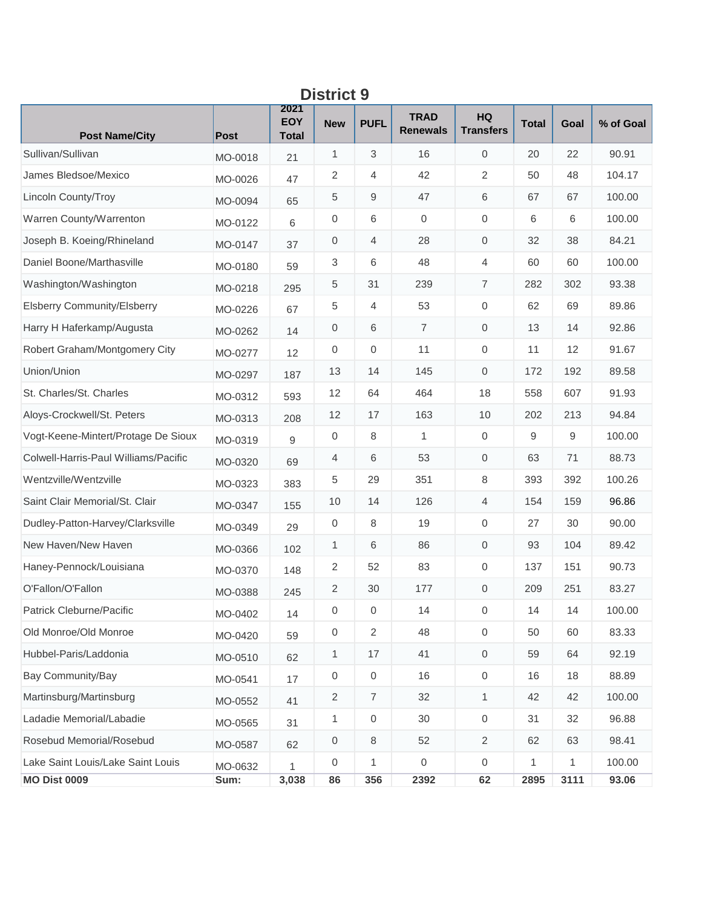## District 9

| Post Name/City | Post | 2021 EOY Total | New | PUFL | TRAD Renewals | HQ Transfers | Total | Goal | % of Goal |
|---|---|---|---|---|---|---|---|---|---|
| Sullivan/Sullivan | MO-0018 | 21 | 1 | 3 | 16 | 0 | 20 | 22 | 90.91 |
| James Bledsoe/Mexico | MO-0026 | 47 | 2 | 4 | 42 | 2 | 50 | 48 | 104.17 |
| Lincoln County/Troy | MO-0094 | 65 | 5 | 9 | 47 | 6 | 67 | 67 | 100.00 |
| Warren County/Warrenton | MO-0122 | 6 | 0 | 6 | 0 | 0 | 6 | 6 | 100.00 |
| Joseph B. Koeing/Rhineland | MO-0147 | 37 | 0 | 4 | 28 | 0 | 32 | 38 | 84.21 |
| Daniel Boone/Marthasville | MO-0180 | 59 | 3 | 6 | 48 | 4 | 60 | 60 | 100.00 |
| Washington/Washington | MO-0218 | 295 | 5 | 31 | 239 | 7 | 282 | 302 | 93.38 |
| Elsberry Community/Elsberry | MO-0226 | 67 | 5 | 4 | 53 | 0 | 62 | 69 | 89.86 |
| Harry H Haferkamp/Augusta | MO-0262 | 14 | 0 | 6 | 7 | 0 | 13 | 14 | 92.86 |
| Robert Graham/Montgomery City | MO-0277 | 12 | 0 | 0 | 11 | 0 | 11 | 12 | 91.67 |
| Union/Union | MO-0297 | 187 | 13 | 14 | 145 | 0 | 172 | 192 | 89.58 |
| St. Charles/St. Charles | MO-0312 | 593 | 12 | 64 | 464 | 18 | 558 | 607 | 91.93 |
| Aloys-Crockwell/St. Peters | MO-0313 | 208 | 12 | 17 | 163 | 10 | 202 | 213 | 94.84 |
| Vogt-Keene-Mintert/Protage De Sioux | MO-0319 | 9 | 0 | 8 | 1 | 0 | 9 | 9 | 100.00 |
| Colwell-Harris-Paul Williams/Pacific | MO-0320 | 69 | 4 | 6 | 53 | 0 | 63 | 71 | 88.73 |
| Wentzville/Wentzville | MO-0323 | 383 | 5 | 29 | 351 | 8 | 393 | 392 | 100.26 |
| Saint Clair Memorial/St. Clair | MO-0347 | 155 | 10 | 14 | 126 | 4 | 154 | 159 | 96.86 |
| Dudley-Patton-Harvey/Clarksville | MO-0349 | 29 | 0 | 8 | 19 | 0 | 27 | 30 | 90.00 |
| New Haven/New Haven | MO-0366 | 102 | 1 | 6 | 86 | 0 | 93 | 104 | 89.42 |
| Haney-Pennock/Louisiana | MO-0370 | 148 | 2 | 52 | 83 | 0 | 137 | 151 | 90.73 |
| O'Fallon/O'Fallon | MO-0388 | 245 | 2 | 30 | 177 | 0 | 209 | 251 | 83.27 |
| Patrick Cleburne/Pacific | MO-0402 | 14 | 0 | 0 | 14 | 0 | 14 | 14 | 100.00 |
| Old Monroe/Old Monroe | MO-0420 | 59 | 0 | 2 | 48 | 0 | 50 | 60 | 83.33 |
| Hubbel-Paris/Laddonia | MO-0510 | 62 | 1 | 17 | 41 | 0 | 59 | 64 | 92.19 |
| Bay Community/Bay | MO-0541 | 17 | 0 | 0 | 16 | 0 | 16 | 18 | 88.89 |
| Martinsburg/Martinsburg | MO-0552 | 41 | 2 | 7 | 32 | 1 | 42 | 42 | 100.00 |
| Ladadie Memorial/Labadie | MO-0565 | 31 | 1 | 0 | 30 | 0 | 31 | 32 | 96.88 |
| Rosebud Memorial/Rosebud | MO-0587 | 62 | 0 | 8 | 52 | 2 | 62 | 63 | 98.41 |
| Lake Saint Louis/Lake Saint Louis | MO-0632 | 1 | 0 | 1 | 0 | 0 | 1 | 1 | 100.00 |
| **MO Dist 0009** | **Sum:** | **3,038** | **86** | **356** | **2392** | **62** | **2895** | **3111** | **93.06** |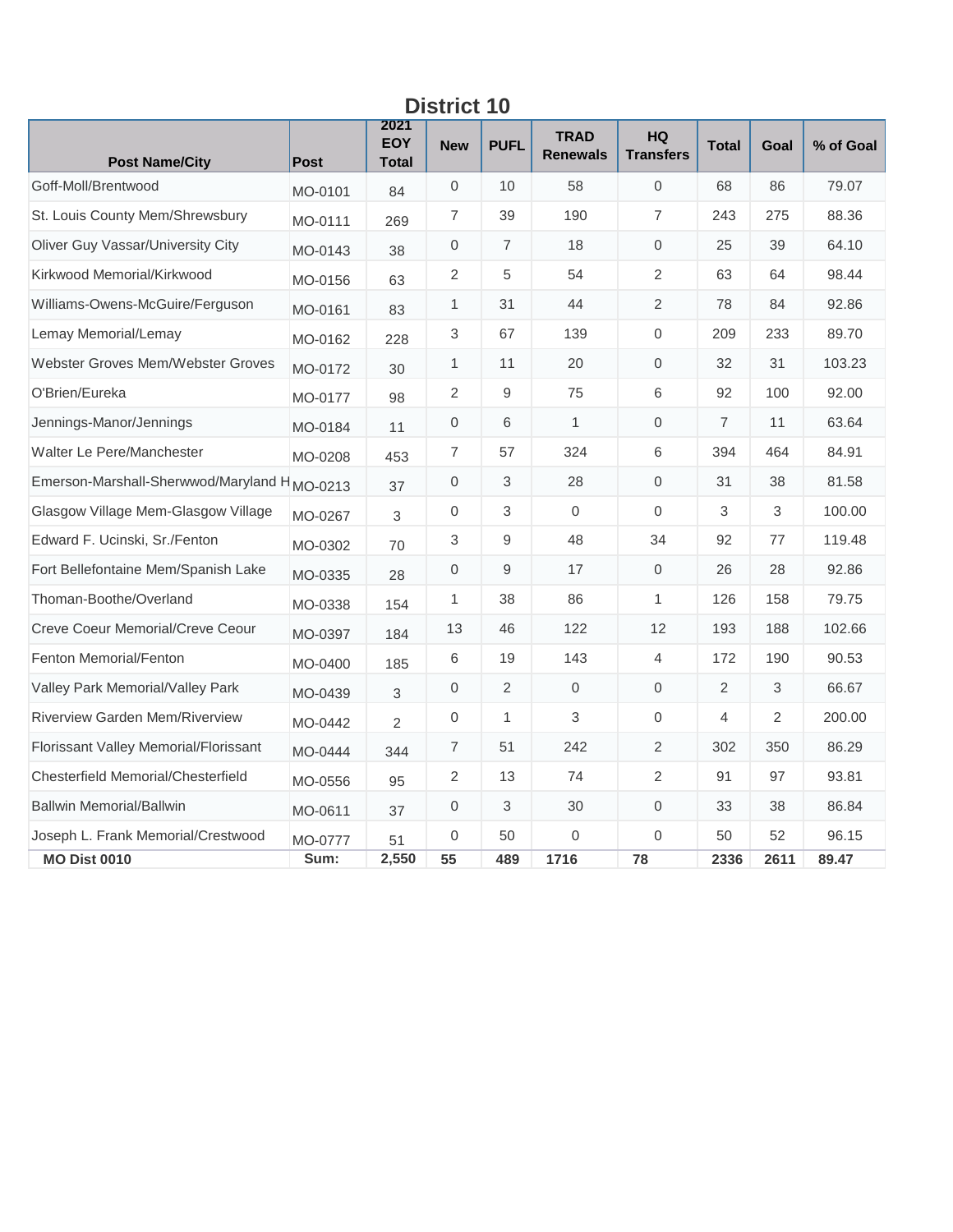## District 10

| Post Name/City | Post | 2021 EOY Total | New | PUFL | TRAD Renewals | HQ Transfers | Total | Goal | % of Goal |
|---|---|---|---|---|---|---|---|---|---|
| Goff-Moll/Brentwood | MO-0101 | 84 | 0 | 10 | 58 | 0 | 68 | 86 | 79.07 |
| St. Louis County Mem/Shrewsbury | MO-0111 | 269 | 7 | 39 | 190 | 7 | 243 | 275 | 88.36 |
| Oliver Guy Vassar/University City | MO-0143 | 38 | 0 | 7 | 18 | 0 | 25 | 39 | 64.10 |
| Kirkwood Memorial/Kirkwood | MO-0156 | 63 | 2 | 5 | 54 | 2 | 63 | 64 | 98.44 |
| Williams-Owens-McGuire/Ferguson | MO-0161 | 83 | 1 | 31 | 44 | 2 | 78 | 84 | 92.86 |
| Lemay Memorial/Lemay | MO-0162 | 228 | 3 | 67 | 139 | 0 | 209 | 233 | 89.70 |
| Webster Groves Mem/Webster Groves | MO-0172 | 30 | 1 | 11 | 20 | 0 | 32 | 31 | 103.23 |
| O'Brien/Eureka | MO-0177 | 98 | 2 | 9 | 75 | 6 | 92 | 100 | 92.00 |
| Jennings-Manor/Jennings | MO-0184 | 11 | 0 | 6 | 1 | 0 | 7 | 11 | 63.64 |
| Walter Le Pere/Manchester | MO-0208 | 453 | 7 | 57 | 324 | 6 | 394 | 464 | 84.91 |
| Emerson-Marshall-Sherwwod/Maryland H | MO-0213 | 37 | 0 | 3 | 28 | 0 | 31 | 38 | 81.58 |
| Glasgow Village Mem-Glasgow Village | MO-0267 | 3 | 0 | 3 | 0 | 0 | 3 | 3 | 100.00 |
| Edward F. Ucinski, Sr./Fenton | MO-0302 | 70 | 3 | 9 | 48 | 34 | 92 | 77 | 119.48 |
| Fort Bellefontaine Mem/Spanish Lake | MO-0335 | 28 | 0 | 9 | 17 | 0 | 26 | 28 | 92.86 |
| Thoman-Boothe/Overland | MO-0338 | 154 | 1 | 38 | 86 | 1 | 126 | 158 | 79.75 |
| Creve Coeur Memorial/Creve Ceour | MO-0397 | 184 | 13 | 46 | 122 | 12 | 193 | 188 | 102.66 |
| Fenton Memorial/Fenton | MO-0400 | 185 | 6 | 19 | 143 | 4 | 172 | 190 | 90.53 |
| Valley Park Memorial/Valley Park | MO-0439 | 3 | 0 | 2 | 0 | 0 | 2 | 3 | 66.67 |
| Riverview Garden Mem/Riverview | MO-0442 | 2 | 0 | 1 | 3 | 0 | 4 | 2 | 200.00 |
| Florissant Valley Memorial/Florissant | MO-0444 | 344 | 7 | 51 | 242 | 2 | 302 | 350 | 86.29 |
| Chesterfield Memorial/Chesterfield | MO-0556 | 95 | 2 | 13 | 74 | 2 | 91 | 97 | 93.81 |
| Ballwin Memorial/Ballwin | MO-0611 | 37 | 0 | 3 | 30 | 0 | 33 | 38 | 86.84 |
| Joseph L. Frank Memorial/Crestwood | MO-0777 | 51 | 0 | 50 | 0 | 0 | 50 | 52 | 96.15 |
| **MO Dist 0010** | **Sum:** | **2,550** | **55** | **489** | **1716** | **78** | **2336** | **2611** | **89.47** |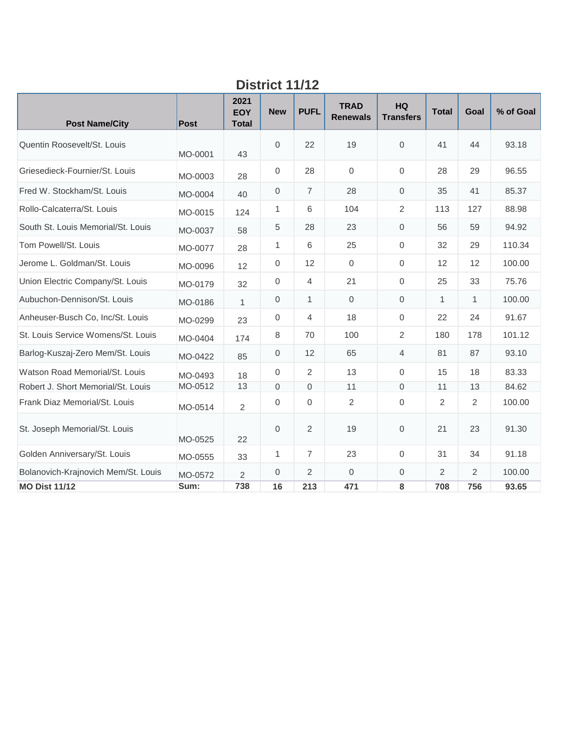## District 11/12

| Post Name/City | Post | 2021 EOY Total | New | PUFL | TRAD Renewals | HQ Transfers | Total | Goal | % of Goal |
|---|---|---|---|---|---|---|---|---|---|
| Quentin Roosevelt/St. Louis | MO-0001 | 43 | 0 | 22 | 19 | 0 | 41 | 44 | 93.18 |
| Griesedieck-Fournier/St. Louis | MO-0003 | 28 | 0 | 28 | 0 | 0 | 28 | 29 | 96.55 |
| Fred W. Stockham/St. Louis | MO-0004 | 40 | 0 | 7 | 28 | 0 | 35 | 41 | 85.37 |
| Rollo-Calcaterra/St. Louis | MO-0015 | 124 | 1 | 6 | 104 | 2 | 113 | 127 | 88.98 |
| South St. Louis Memorial/St. Louis | MO-0037 | 58 | 5 | 28 | 23 | 0 | 56 | 59 | 94.92 |
| Tom Powell/St. Louis | MO-0077 | 28 | 1 | 6 | 25 | 0 | 32 | 29 | 110.34 |
| Jerome L. Goldman/St. Louis | MO-0096 | 12 | 0 | 12 | 0 | 0 | 12 | 12 | 100.00 |
| Union Electric Company/St. Louis | MO-0179 | 32 | 0 | 4 | 21 | 0 | 25 | 33 | 75.76 |
| Aubuchon-Dennison/St. Louis | MO-0186 | 1 | 0 | 1 | 0 | 0 | 1 | 1 | 100.00 |
| Anheuser-Busch Co, Inc/St. Louis | MO-0299 | 23 | 0 | 4 | 18 | 0 | 22 | 24 | 91.67 |
| St. Louis Service Womens/St. Louis | MO-0404 | 174 | 8 | 70 | 100 | 2 | 180 | 178 | 101.12 |
| Barlog-Kuszaj-Zero Mem/St. Louis | MO-0422 | 85 | 0 | 12 | 65 | 4 | 81 | 87 | 93.10 |
| Watson Road Memorial/St. Louis | MO-0493 | 18 | 0 | 2 | 13 | 0 | 15 | 18 | 83.33 |
| Robert J. Short Memorial/St. Louis | MO-0512 | 13 | 0 | 0 | 11 | 0 | 11 | 13 | 84.62 |
| Frank Diaz Memorial/St. Louis | MO-0514 | 2 | 0 | 0 | 2 | 0 | 2 | 2 | 100.00 |
| St. Joseph Memorial/St. Louis | MO-0525 | 22 | 0 | 2 | 19 | 0 | 21 | 23 | 91.30 |
| Golden Anniversary/St. Louis | MO-0555 | 33 | 1 | 7 | 23 | 0 | 31 | 34 | 91.18 |
| Bolanovich-Krajnovich Mem/St. Louis | MO-0572 | 2 | 0 | 2 | 0 | 0 | 2 | 2 | 100.00 |
| **MO Dist 11/12** | **Sum:** | **738** | **16** | **213** | **471** | **8** | **708** | **756** | **93.65** |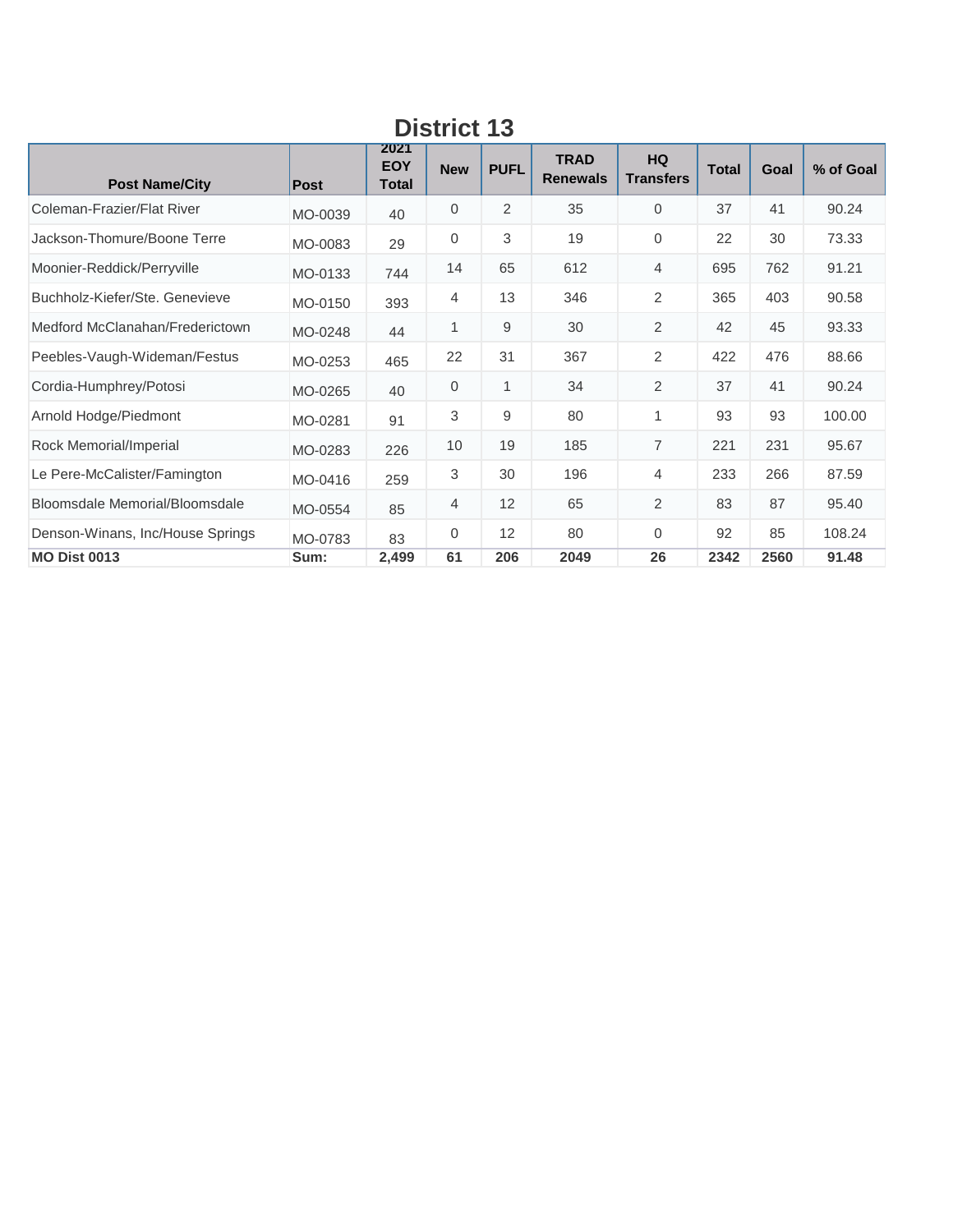# District 13

| Post Name/City | Post | 2021 EOY Total | New | PUFL | TRAD Renewals | HQ Transfers | Total | Goal | % of Goal |
|---|---|---|---|---|---|---|---|---|---|
| Coleman-Frazier/Flat River | MO-0039 | 40 | 0 | 2 | 35 | 0 | 37 | 41 | 90.24 |
| Jackson-Thomure/Boone Terre | MO-0083 | 29 | 0 | 3 | 19 | 0 | 22 | 30 | 73.33 |
| Moonier-Reddick/Perryville | MO-0133 | 744 | 14 | 65 | 612 | 4 | 695 | 762 | 91.21 |
| Buchholz-Kiefer/Ste. Genevieve | MO-0150 | 393 | 4 | 13 | 346 | 2 | 365 | 403 | 90.58 |
| Medford McClanahan/Frederictown | MO-0248 | 44 | 1 | 9 | 30 | 2 | 42 | 45 | 93.33 |
| Peebles-Vaugh-Wideman/Festus | MO-0253 | 465 | 22 | 31 | 367 | 2 | 422 | 476 | 88.66 |
| Cordia-Humphrey/Potosi | MO-0265 | 40 | 0 | 1 | 34 | 2 | 37 | 41 | 90.24 |
| Arnold Hodge/Piedmont | MO-0281 | 91 | 3 | 9 | 80 | 1 | 93 | 93 | 100.00 |
| Rock Memorial/Imperial | MO-0283 | 226 | 10 | 19 | 185 | 7 | 221 | 231 | 95.67 |
| Le Pere-McCalister/Famington | MO-0416 | 259 | 3 | 30 | 196 | 4 | 233 | 266 | 87.59 |
| Bloomsdale Memorial/Bloomsdale | MO-0554 | 85 | 4 | 12 | 65 | 2 | 83 | 87 | 95.40 |
| Denson-Winans, Inc/House Springs | MO-0783 | 83 | 0 | 12 | 80 | 0 | 92 | 85 | 108.24 |
| **MO Dist 0013** | **Sum:** | **2,499** | **61** | **206** | **2049** | **26** | **2342** | **2560** | **91.48** |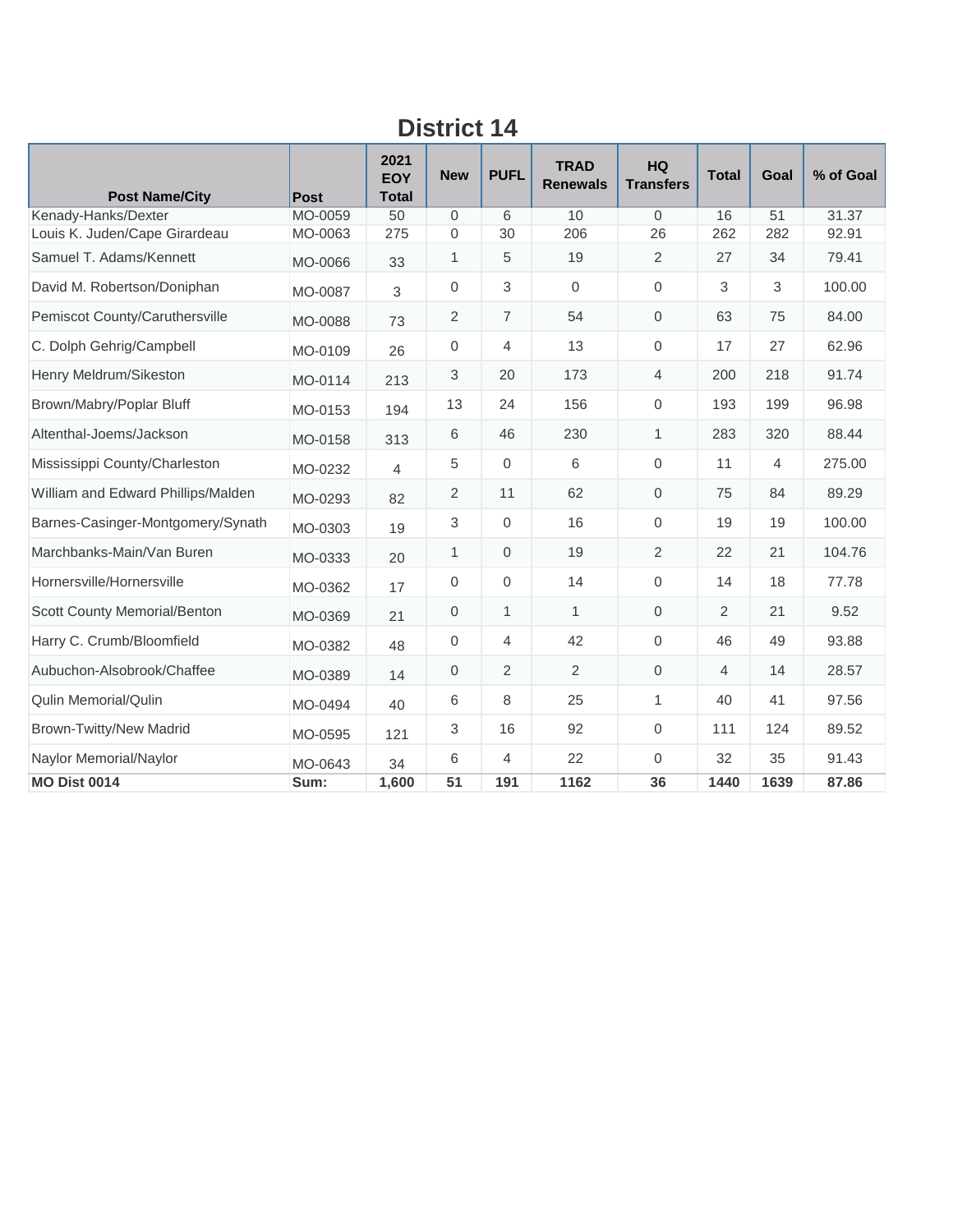# District 14

| Post Name/City | Post | 2021 EOY Total | New | PUFL | TRAD Renewals | HQ Transfers | Total | Goal | % of Goal |
|---|---|---|---|---|---|---|---|---|---|
| Kenady-Hanks/Dexter | MO-0059 | 50 | 0 | 6 | 10 | 0 | 16 | 51 | 31.37 |
| Louis K. Juden/Cape Girardeau | MO-0063 | 275 | 0 | 30 | 206 | 26 | 262 | 282 | 92.91 |
| Samuel T. Adams/Kennett | MO-0066 | 33 | 1 | 5 | 19 | 2 | 27 | 34 | 79.41 |
| David M. Robertson/Doniphan | MO-0087 | 3 | 0 | 3 | 0 | 0 | 3 | 3 | 100.00 |
| Pemiscot County/Caruthersville | MO-0088 | 73 | 2 | 7 | 54 | 0 | 63 | 75 | 84.00 |
| C. Dolph Gehrig/Campbell | MO-0109 | 26 | 0 | 4 | 13 | 0 | 17 | 27 | 62.96 |
| Henry Meldrum/Sikeston | MO-0114 | 213 | 3 | 20 | 173 | 4 | 200 | 218 | 91.74 |
| Brown/Mabry/Poplar Bluff | MO-0153 | 194 | 13 | 24 | 156 | 0 | 193 | 199 | 96.98 |
| Altenthal-Joems/Jackson | MO-0158 | 313 | 6 | 46 | 230 | 1 | 283 | 320 | 88.44 |
| Mississippi County/Charleston | MO-0232 | 4 | 5 | 0 | 6 | 0 | 11 | 4 | 275.00 |
| William and Edward Phillips/Malden | MO-0293 | 82 | 2 | 11 | 62 | 0 | 75 | 84 | 89.29 |
| Barnes-Casinger-Montgomery/Synath | MO-0303 | 19 | 3 | 0 | 16 | 0 | 19 | 19 | 100.00 |
| Marchbanks-Main/Van Buren | MO-0333 | 20 | 1 | 0 | 19 | 2 | 22 | 21 | 104.76 |
| Hornersville/Hornersville | MO-0362 | 17 | 0 | 0 | 14 | 0 | 14 | 18 | 77.78 |
| Scott County Memorial/Benton | MO-0369 | 21 | 0 | 1 | 1 | 0 | 2 | 21 | 9.52 |
| Harry C. Crumb/Bloomfield | MO-0382 | 48 | 0 | 4 | 42 | 0 | 46 | 49 | 93.88 |
| Aubuchon-Alsobrook/Chaffee | MO-0389 | 14 | 0 | 2 | 2 | 0 | 4 | 14 | 28.57 |
| Qulin Memorial/Qulin | MO-0494 | 40 | 6 | 8 | 25 | 1 | 40 | 41 | 97.56 |
| Brown-Twitty/New Madrid | MO-0595 | 121 | 3 | 16 | 92 | 0 | 111 | 124 | 89.52 |
| Naylor Memorial/Naylor | MO-0643 | 34 | 6 | 4 | 22 | 0 | 32 | 35 | 91.43 |
| **MO Dist 0014** | **Sum:** | **1,600** | **51** | **191** | **1162** | **36** | **1440** | **1639** | **87.86** |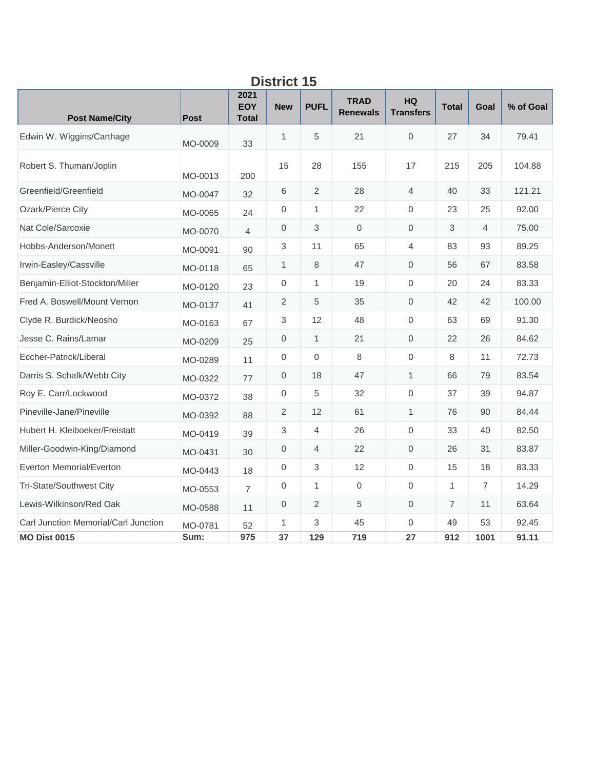## District 15

| Post Name/City | Post | 2021 EOY Total | New | PUFL | TRAD Renewals | HQ Transfers | Total | Goal | % of Goal |
|---|---|---|---|---|---|---|---|---|---|
| Edwin W. Wiggins/Carthage | MO-0009 | 33 | 1 | 5 | 21 | 0 | 27 | 34 | 79.41 |
| Robert S. Thuman/Joplin | MO-0013 | 200 | 15 | 28 | 155 | 17 | 215 | 205 | 104.88 |
| Greenfield/Greenfield | MO-0047 | 32 | 6 | 2 | 28 | 4 | 40 | 33 | 121.21 |
| Ozark/Pierce City | MO-0065 | 24 | 0 | 1 | 22 | 0 | 23 | 25 | 92.00 |
| Nat Cole/Sarcoxie | MO-0070 | 4 | 0 | 3 | 0 | 0 | 3 | 4 | 75.00 |
| Hobbs-Anderson/Monett | MO-0091 | 90 | 3 | 11 | 65 | 4 | 83 | 93 | 89.25 |
| Irwin-Easley/Cassville | MO-0118 | 65 | 1 | 8 | 47 | 0 | 56 | 67 | 83.58 |
| Benjamin-Elliot-Stockton/Miller | MO-0120 | 23 | 0 | 1 | 19 | 0 | 20 | 24 | 83.33 |
| Fred A. Boswell/Mount Vernon | MO-0137 | 41 | 2 | 5 | 35 | 0 | 42 | 42 | 100.00 |
| Clyde R. Burdick/Neosho | MO-0163 | 67 | 3 | 12 | 48 | 0 | 63 | 69 | 91.30 |
| Jesse C. Rains/Lamar | MO-0209 | 25 | 0 | 1 | 21 | 0 | 22 | 26 | 84.62 |
| Eccher-Patrick/Liberal | MO-0289 | 11 | 0 | 0 | 8 | 0 | 8 | 11 | 72.73 |
| Darris S. Schalk/Webb City | MO-0322 | 77 | 0 | 18 | 47 | 1 | 66 | 79 | 83.54 |
| Roy E. Carr/Lockwood | MO-0372 | 38 | 0 | 5 | 32 | 0 | 37 | 39 | 94.87 |
| Pineville-Jane/Pineville | MO-0392 | 88 | 2 | 12 | 61 | 1 | 76 | 90 | 84.44 |
| Hubert H. Kleiboeker/Freistatt | MO-0419 | 39 | 3 | 4 | 26 | 0 | 33 | 40 | 82.50 |
| Miller-Goodwin-King/Diamond | MO-0431 | 30 | 0 | 4 | 22 | 0 | 26 | 31 | 83.87 |
| Everton Memorial/Everton | MO-0443 | 18 | 0 | 3 | 12 | 0 | 15 | 18 | 83.33 |
| Tri-State/Southwest City | MO-0553 | 7 | 0 | 1 | 0 | 0 | 1 | 7 | 14.29 |
| Lewis-Wilkinson/Red Oak | MO-0588 | 11 | 0 | 2 | 5 | 0 | 7 | 11 | 63.64 |
| Carl Junction Memorial/Carl Junction | MO-0781 | 52 | 1 | 3 | 45 | 0 | 49 | 53 | 92.45 |
| **MO Dist 0015** | **Sum:** | **975** | **37** | **129** | **719** | **27** | **912** | **1001** | **91.11** |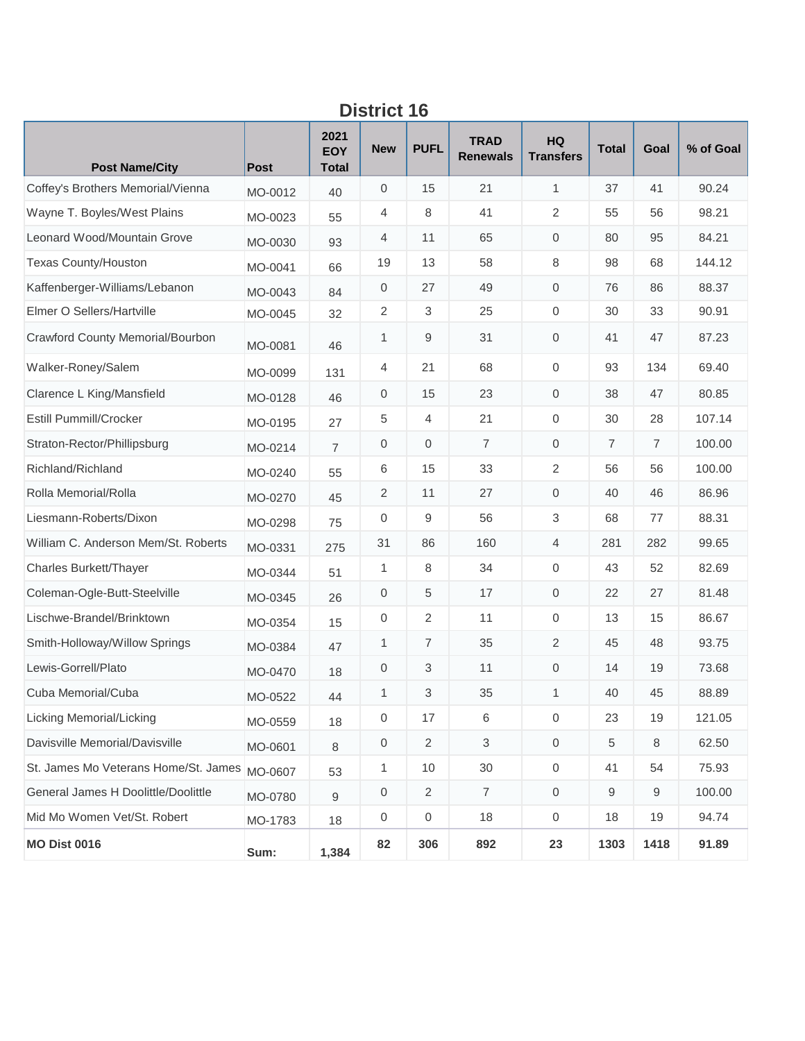## District 16

| Post Name/City | Post | 2021 EOY Total | New | PUFL | TRAD Renewals | HQ Transfers | Total | Goal | % of Goal |
|---|---|---|---|---|---|---|---|---|---|
| Coffey's Brothers Memorial/Vienna | MO-0012 | 40 | 0 | 15 | 21 | 1 | 37 | 41 | 90.24 |
| Wayne T. Boyles/West Plains | MO-0023 | 55 | 4 | 8 | 41 | 2 | 55 | 56 | 98.21 |
| Leonard Wood/Mountain Grove | MO-0030 | 93 | 4 | 11 | 65 | 0 | 80 | 95 | 84.21 |
| Texas County/Houston | MO-0041 | 66 | 19 | 13 | 58 | 8 | 98 | 68 | 144.12 |
| Kaffenberger-Williams/Lebanon | MO-0043 | 84 | 0 | 27 | 49 | 0 | 76 | 86 | 88.37 |
| Elmer O Sellers/Hartville | MO-0045 | 32 | 2 | 3 | 25 | 0 | 30 | 33 | 90.91 |
| Crawford County Memorial/Bourbon | MO-0081 | 46 | 1 | 9 | 31 | 0 | 41 | 47 | 87.23 |
| Walker-Roney/Salem | MO-0099 | 131 | 4 | 21 | 68 | 0 | 93 | 134 | 69.40 |
| Clarence L King/Mansfield | MO-0128 | 46 | 0 | 15 | 23 | 0 | 38 | 47 | 80.85 |
| Estill Pummill/Crocker | MO-0195 | 27 | 5 | 4 | 21 | 0 | 30 | 28 | 107.14 |
| Straton-Rector/Phillipsburg | MO-0214 | 7 | 0 | 0 | 7 | 0 | 7 | 7 | 100.00 |
| Richland/Richland | MO-0240 | 55 | 6 | 15 | 33 | 2 | 56 | 56 | 100.00 |
| Rolla Memorial/Rolla | MO-0270 | 45 | 2 | 11 | 27 | 0 | 40 | 46 | 86.96 |
| Liesmann-Roberts/Dixon | MO-0298 | 75 | 0 | 9 | 56 | 3 | 68 | 77 | 88.31 |
| William C. Anderson Mem/St. Roberts | MO-0331 | 275 | 31 | 86 | 160 | 4 | 281 | 282 | 99.65 |
| Charles Burkett/Thayer | MO-0344 | 51 | 1 | 8 | 34 | 0 | 43 | 52 | 82.69 |
| Coleman-Ogle-Butt-Steelville | MO-0345 | 26 | 0 | 5 | 17 | 0 | 22 | 27 | 81.48 |
| Lischwe-Brandel/Brinktown | MO-0354 | 15 | 0 | 2 | 11 | 0 | 13 | 15 | 86.67 |
| Smith-Holloway/Willow Springs | MO-0384 | 47 | 1 | 7 | 35 | 2 | 45 | 48 | 93.75 |
| Lewis-Gorrell/Plato | MO-0470 | 18 | 0 | 3 | 11 | 0 | 14 | 19 | 73.68 |
| Cuba Memorial/Cuba | MO-0522 | 44 | 1 | 3 | 35 | 1 | 40 | 45 | 88.89 |
| Licking Memorial/Licking | MO-0559 | 18 | 0 | 17 | 6 | 0 | 23 | 19 | 121.05 |
| Davisville Memorial/Davisville | MO-0601 | 8 | 0 | 2 | 3 | 0 | 5 | 8 | 62.50 |
| St. James Mo Veterans Home/St. James | MO-0607 | 53 | 1 | 10 | 30 | 0 | 41 | 54 | 75.93 |
| General James H Doolittle/Doolittle | MO-0780 | 9 | 0 | 2 | 7 | 0 | 9 | 9 | 100.00 |
| Mid Mo Women Vet/St. Robert | MO-1783 | 18 | 0 | 0 | 18 | 0 | 18 | 19 | 94.74 |
| **MO Dist 0016** | Sum: | 1,384 | **82** | **306** | **892** | **23** | **1303** | **1418** | **91.89** |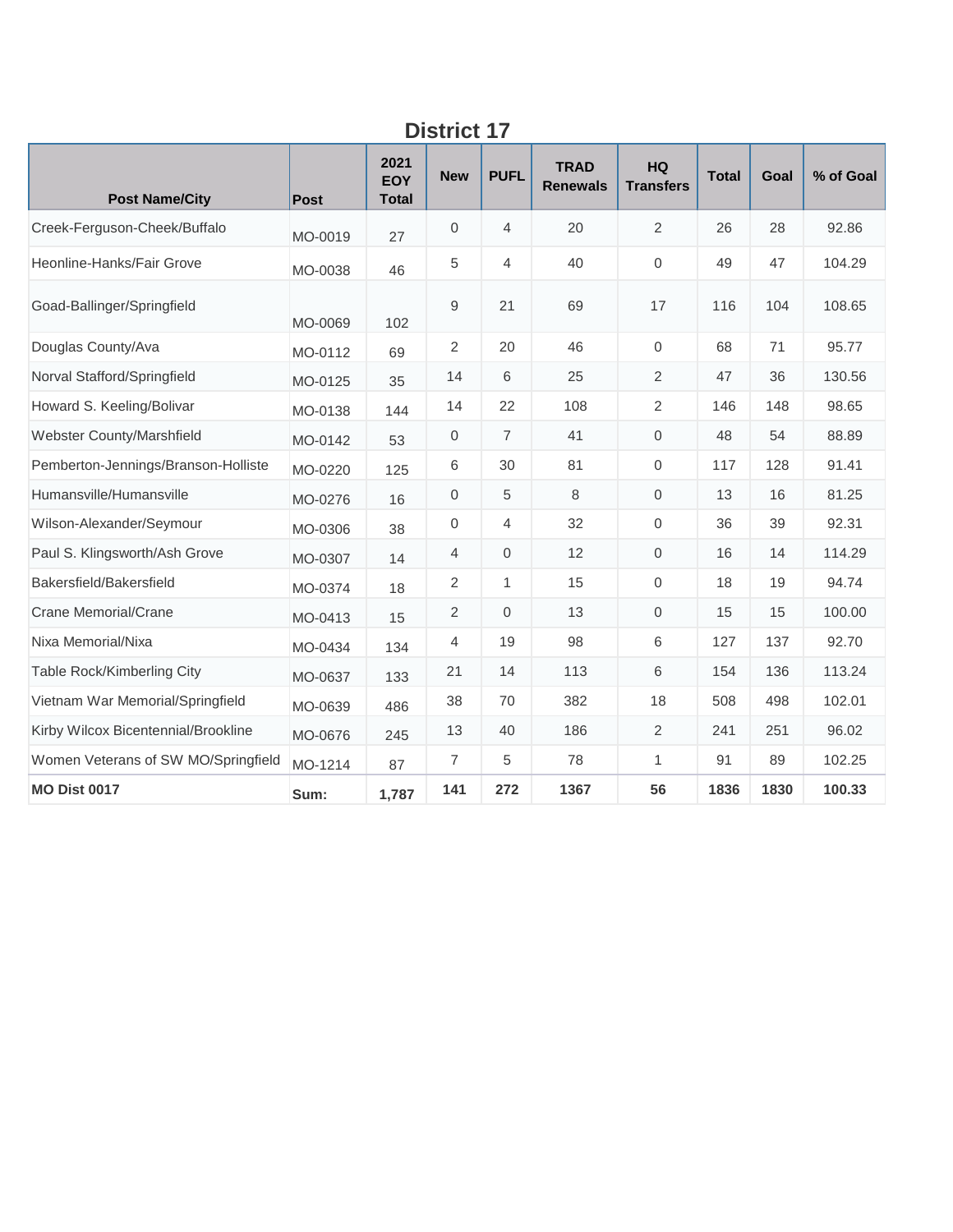## District 17

| Post Name/City | Post | 2021 EOY Total | New | PUFL | TRAD Renewals | HQ Transfers | Total | Goal | % of Goal |
|---|---|---|---|---|---|---|---|---|---|
| Creek-Ferguson-Cheek/Buffalo | MO-0019 | 27 | 0 | 4 | 20 | 2 | 26 | 28 | 92.86 |
| Heonline-Hanks/Fair Grove | MO-0038 | 46 | 5 | 4 | 40 | 0 | 49 | 47 | 104.29 |
| Goad-Ballinger/Springfield | MO-0069 | 102 | 9 | 21 | 69 | 17 | 116 | 104 | 108.65 |
| Douglas County/Ava | MO-0112 | 69 | 2 | 20 | 46 | 0 | 68 | 71 | 95.77 |
| Norval Stafford/Springfield | MO-0125 | 35 | 14 | 6 | 25 | 2 | 47 | 36 | 130.56 |
| Howard S. Keeling/Bolivar | MO-0138 | 144 | 14 | 22 | 108 | 2 | 146 | 148 | 98.65 |
| Webster County/Marshfield | MO-0142 | 53 | 0 | 7 | 41 | 0 | 48 | 54 | 88.89 |
| Pemberton-Jennings/Branson-Holliste | MO-0220 | 125 | 6 | 30 | 81 | 0 | 117 | 128 | 91.41 |
| Humansville/Humansville | MO-0276 | 16 | 0 | 5 | 8 | 0 | 13 | 16 | 81.25 |
| Wilson-Alexander/Seymour | MO-0306 | 38 | 0 | 4 | 32 | 0 | 36 | 39 | 92.31 |
| Paul S. Klingsworth/Ash Grove | MO-0307 | 14 | 4 | 0 | 12 | 0 | 16 | 14 | 114.29 |
| Bakersfield/Bakersfield | MO-0374 | 18 | 2 | 1 | 15 | 0 | 18 | 19 | 94.74 |
| Crane Memorial/Crane | MO-0413 | 15 | 2 | 0 | 13 | 0 | 15 | 15 | 100.00 |
| Nixa Memorial/Nixa | MO-0434 | 134 | 4 | 19 | 98 | 6 | 127 | 137 | 92.70 |
| Table Rock/Kimberling City | MO-0637 | 133 | 21 | 14 | 113 | 6 | 154 | 136 | 113.24 |
| Vietnam War Memorial/Springfield | MO-0639 | 486 | 38 | 70 | 382 | 18 | 508 | 498 | 102.01 |
| Kirby Wilcox Bicentennial/Brookline | MO-0676 | 245 | 13 | 40 | 186 | 2 | 241 | 251 | 96.02 |
| Women Veterans of SW MO/Springfield | MO-1214 | 87 | 7 | 5 | 78 | 1 | 91 | 89 | 102.25 |
| **MO Dist 0017** | **Sum:** | **1,787** | **141** | **272** | **1367** | **56** | **1836** | **1830** | **100.33** |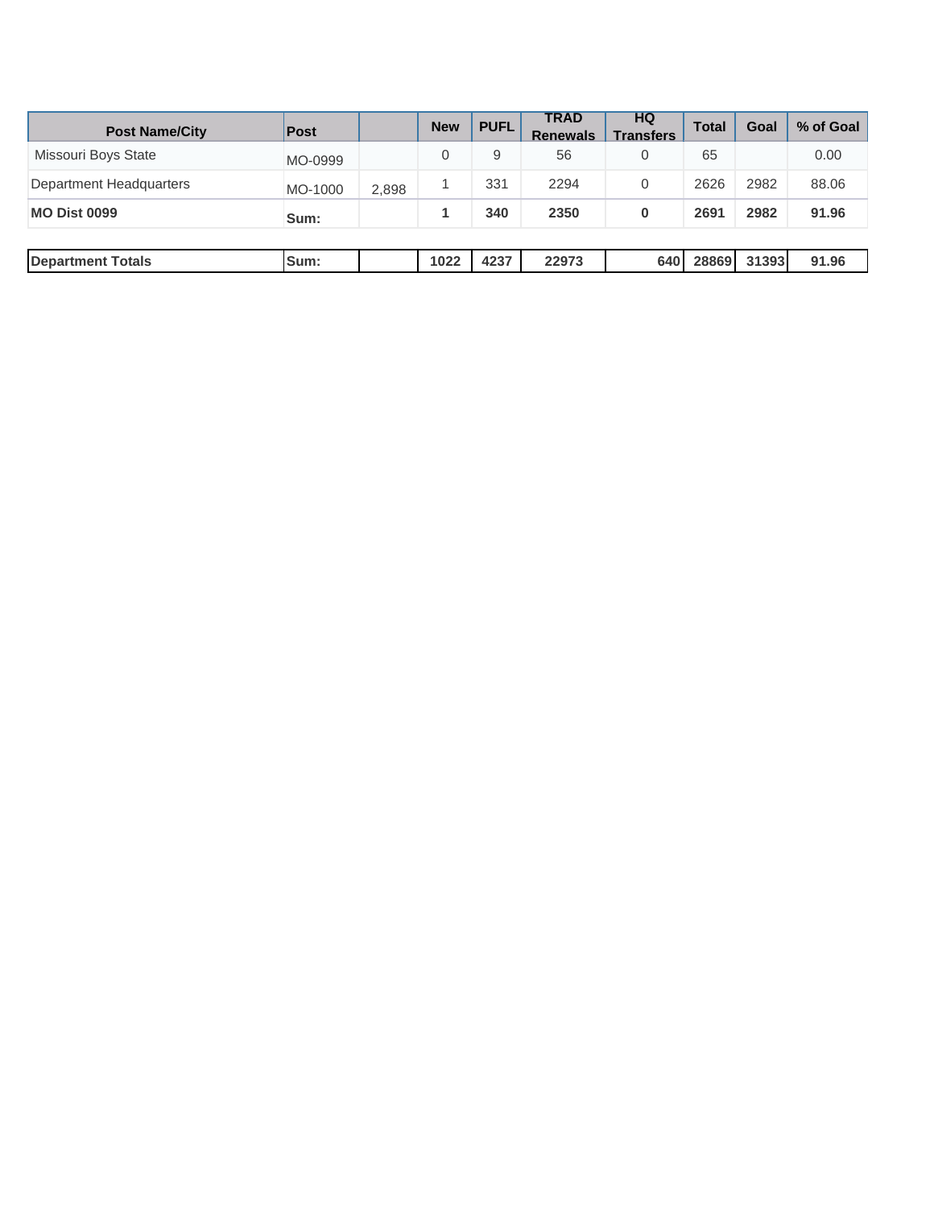| Post Name/City | Post | | New | PUFL | TRAD Renewals | HQ Transfers | Total | Goal | % of Goal |
|---|---|---|---|---|---|---|---|---|---|
| Missouri Boys State | MO-0999 | | 0 | 9 | 56 | 0 | 65 | | 0.00 |
| Department Headquarters | MO-1000 | 2,898 | 1 | 331 | 2294 | 0 | 2626 | 2982 | 88.06 |
| **MO Dist 0099** | **Sum:** | | **1** | **340** | **2350** | **0** | **2691** | **2982** | **91.96** |
| **Department Totals** | **Sum:** | | **1022** | **4237** | **22973** | **640** | **28869** | **31393** | **91.96** |